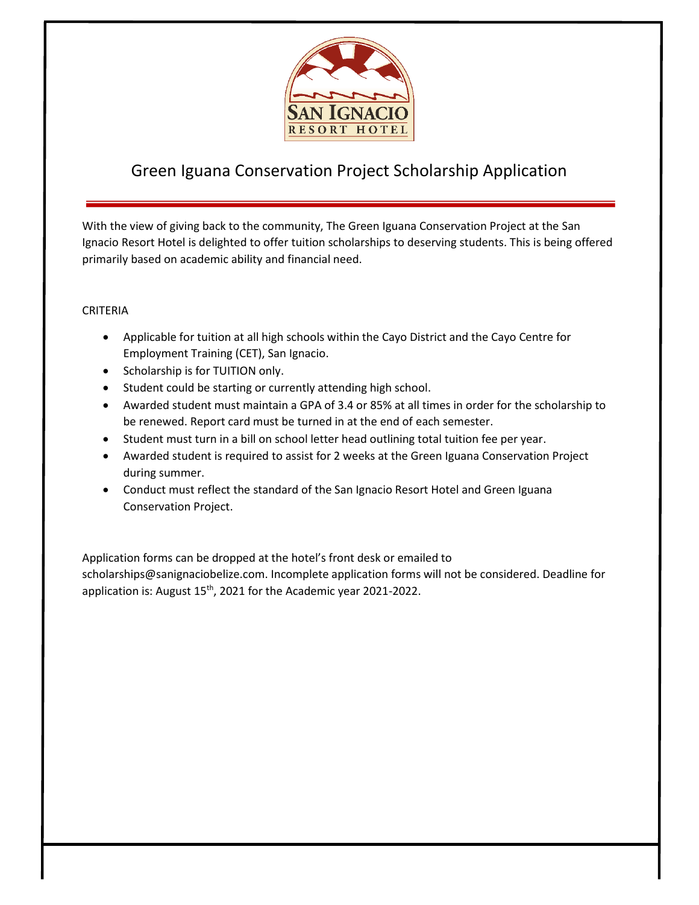# Green Iguana Conservation Project Scholarship Application

With the view of giving back to the community, The Green Iguana Conservation Project at the San Ignacio Resort Hotel is delighted to offer tuition scholarships to deserving students. This is being offered primarily based on academic ability and financial need.

CRITERIA

- Applicable for tuition at all high schools within the Cayo District and the Cayo Centre for Employment Training (CET), San Ignacio.
- Scholarship is for TUITION only.
- Student could be starting or currently attending high school.
- Awarded student must maintain a GPA of 3.4 or 85% at all times in order for the scholarship to be renewed. Report card must be turned in at the end of each semester.
- Student must turn in a bill on school letter head outlining total tuition fee per year.
- Awarded student is required to assist for 2 weeks at the Green Iguana Conservation Project during summer.
- Conduct must reflect the standard of the San Ignacio Resort Hotel and Green Iguana Conservation Project.

Application forms can be dropped at the hotel's front desk or emailed to scholarships@sanignaciobelize.com. Incomplete application forms will not be considered. Deadline for application is: August 15th, 2021 for the Academic year 2021-2022.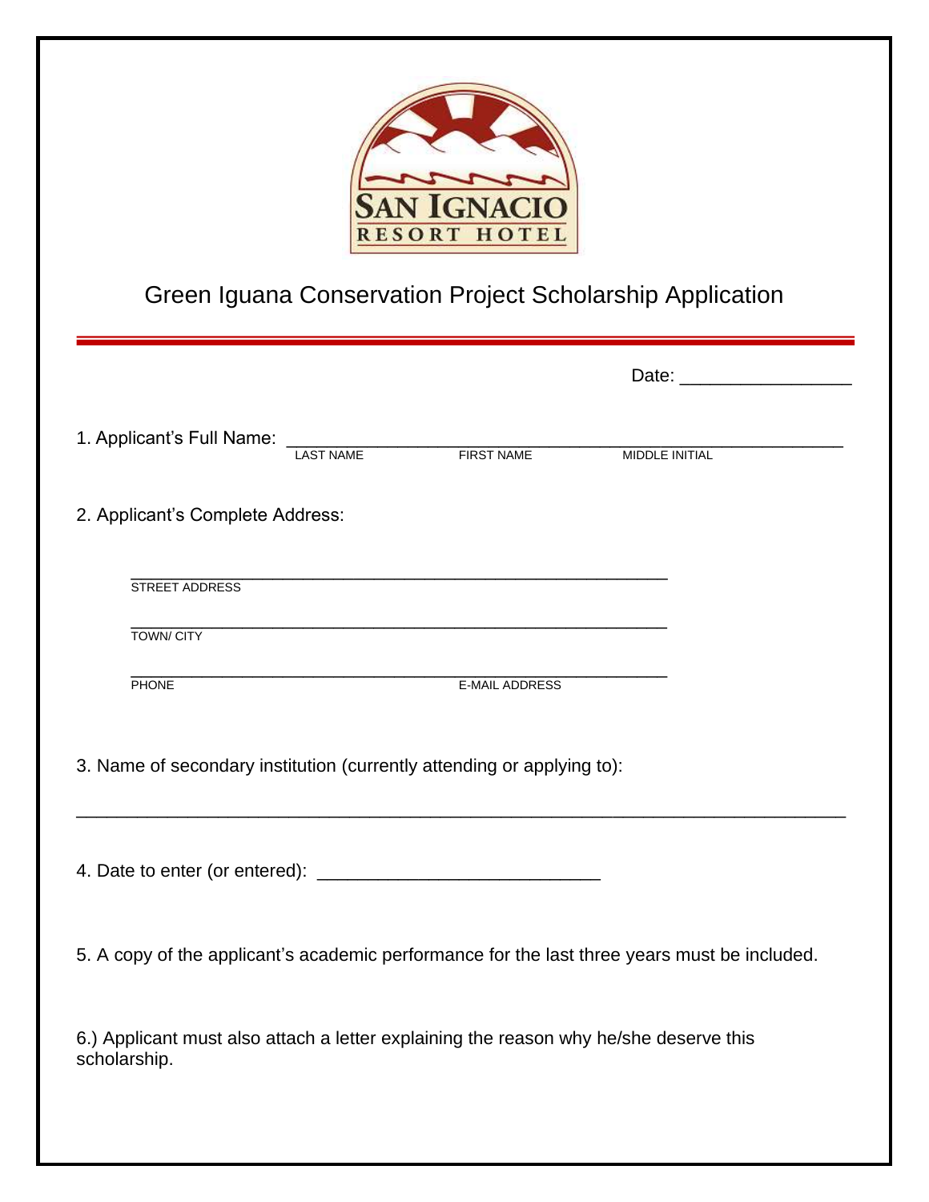SAN IGNACIO
RESORT HOTEL

# Green Iguana Conservation Project Scholarship Application

Date: ________________

1. Applicant's Full Name: ____________________________________________________

LAST NAME FIRST NAME MIDDLE INITIAL

2. Applicant's Complete Address:

__________________________________________________
STREET ADDRESS

__________________________________________________
TOWN/ CITY

__________________________________________________
PHONE E-MAIL ADDRESS

3. Name of secondary institution (currently attending or applying to):

__________________________________________________________________________

4. Date to enter (or entered): __________________________

5. A copy of the applicant's academic performance for the last three years must be included.

6.) Applicant must also attach a letter explaining the reason why he/she deserve this scholarship.